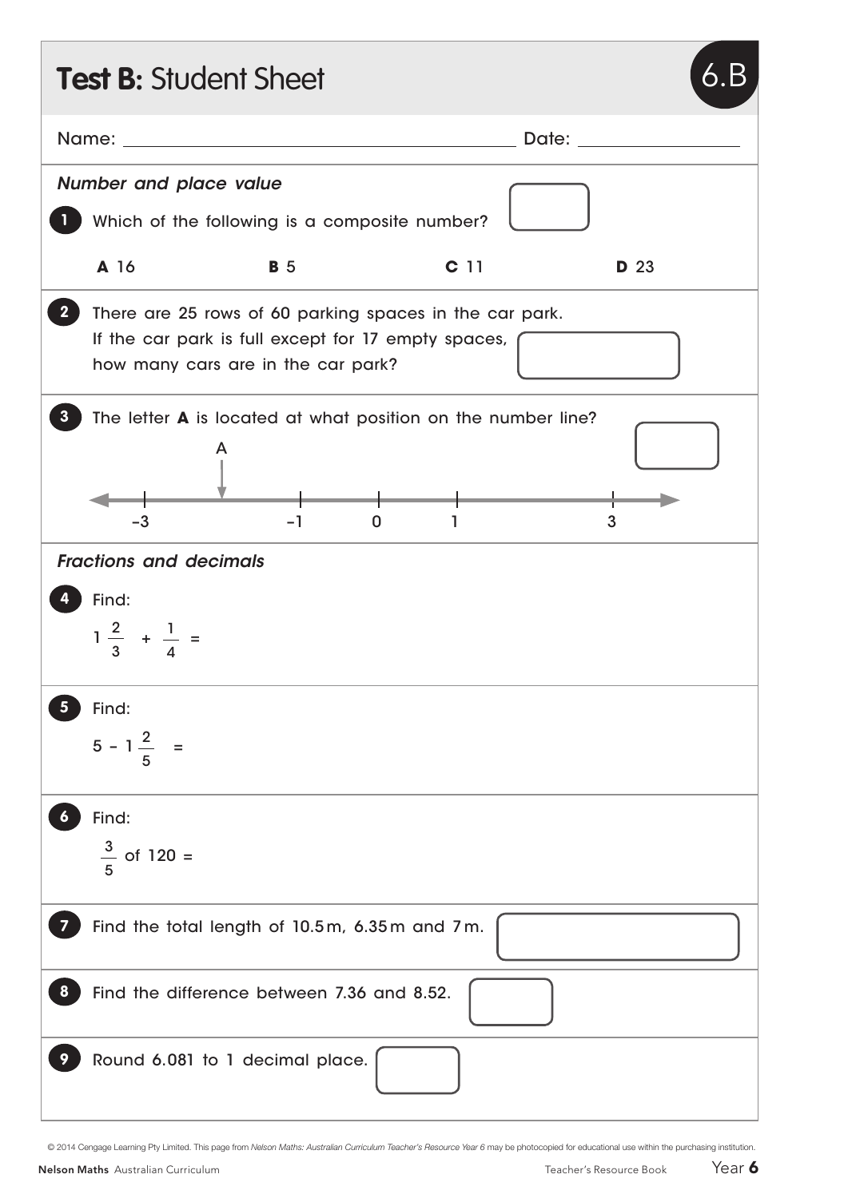# **Test B:** Student Sheet

6.B

Name: ______________________________ Date: ______________

## *Number and place value*

**1** Which of the following is a composite number?

**A** 16 **B** 5 **C** 11 **D** 23

**2** There are 25 rows of 60 parking spaces in the car park. If the car park is full except for 17 empty spaces, how many cars are in the car park?

**3** The letter **A** is located at what position on the number line?

A

–3 –1 0 1 3

## *Fractions and decimals*

**4** Find:

$1\frac{2}{3} + \frac{1}{4} =$

**5** Find:

$5 - 1\frac{2}{5} =$

**6** Find:

$\frac{3}{5}$ of 120 =

**7** Find the total length of 10.5 m, 6.35 m and 7 m.

**8** Find the difference between 7.36 and 8.52.

**9** Round 6.081 to 1 decimal place.

© 2014 Cengage Learning Pty Limited. This page from *Nelson Maths: Australian Curriculum Teacher's Resource Year 6* may be photocopied for educational use within the purchasing institution.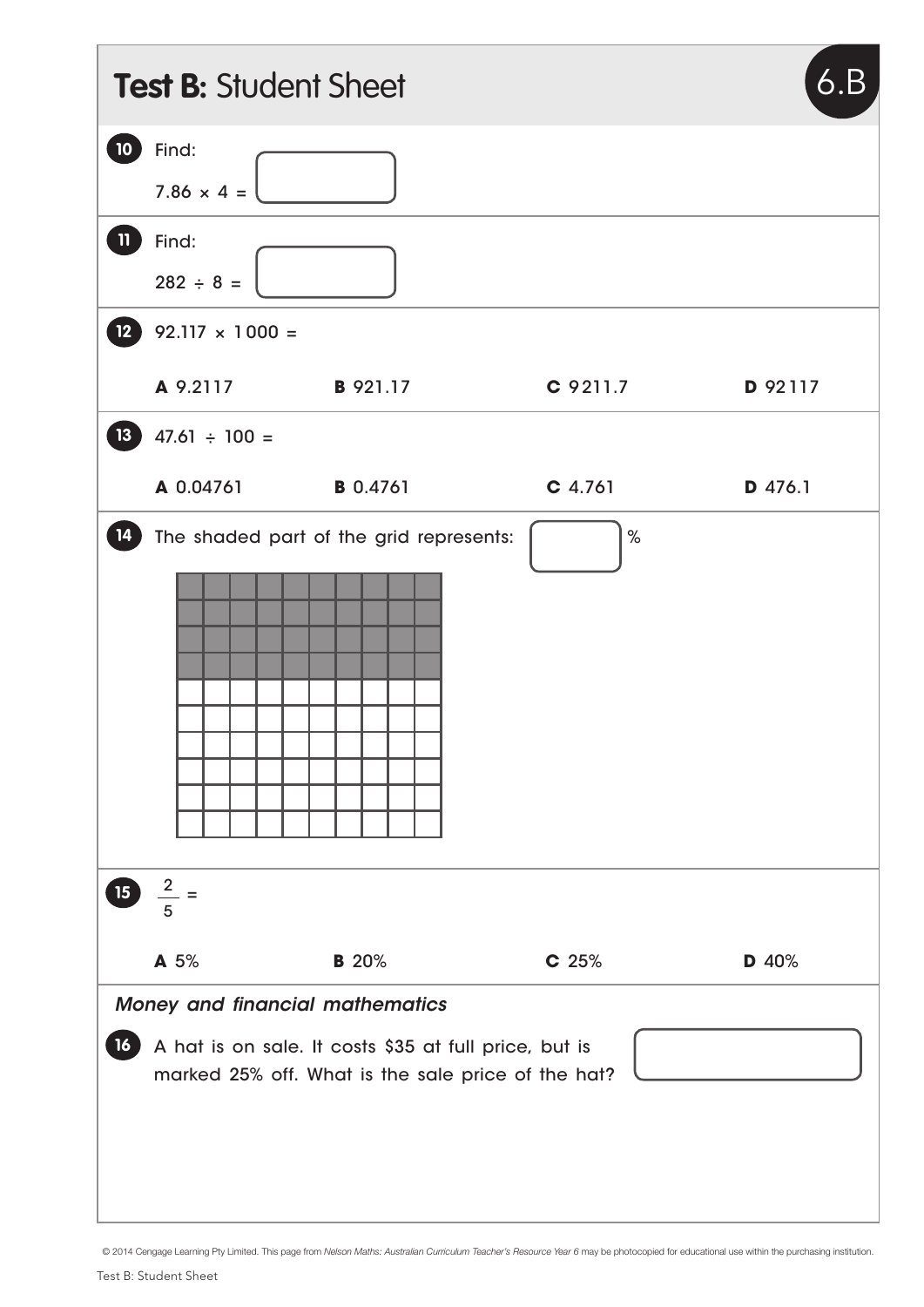# Test B: Student Sheet

6.B

**10** Find:

$7.86 \times 4 =$ ______

**11** Find:

$282 \div 8 =$ ______

**12** $92.117 \times 1000 =$

**A** 9.2117 **B** 921.17 **C** 9211.7 **D** 92 117

**13** $47.61 \div 100 =$

**A** 0.04761 **B** 0.4761 **C** 4.761 **D** 476.1

**14** The shaded part of the grid represents: ______ %

**15** $\frac{2}{5} =$

**A** 5% **B** 20% **C** 25% **D** 40%

*Money and financial mathematics*

**16** A hat is on sale. It costs $35 at full price, but is marked 25% off. What is the sale price of the hat? ______

© 2014 Cengage Learning Pty Limited. This page from *Nelson Maths: Australian Curriculum Teacher's Resource Year 6* may be photocopied for educational use within the purchasing institution.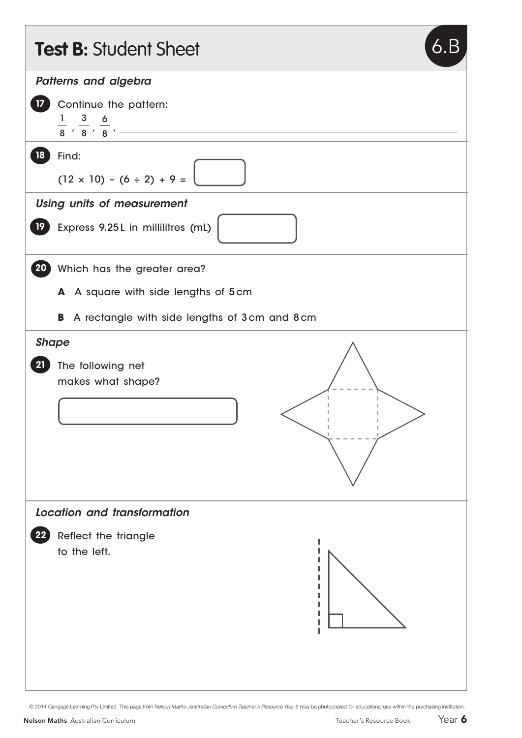# Test B: Student Sheet

6.B

*Patterns and algebra*

**17** Continue the pattern:

$\frac{1}{8}, \frac{3}{8}, \frac{6}{8},$ ______

**18** Find:

$(12 \times 10) - (6 \div 2) + 9 =$ ______

*Using units of measurement*

**19** Express 9.25 L in millilitres (mL) ______

**20** Which has the greater area?

**A** A square with side lengths of 5 cm

**B** A rectangle with side lengths of 3 cm and 8 cm

*Shape*

**21** The following net makes what shape?

______

*Location and transformation*

**22** Reflect the triangle to the left.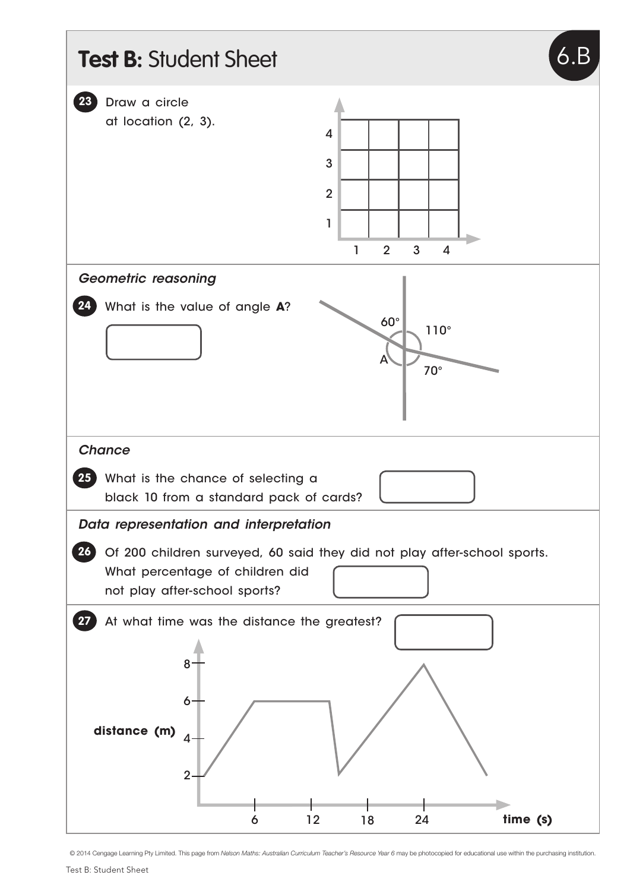# Test B: Student Sheet

6.B

**23** Draw a circle at location (2, 3).

4
3
2
1
1 2 3 4

### *Geometric reasoning*

**24** What is the value of angle **A**?

60°
110°
A
70°

### *Chance*

**25** What is the chance of selecting a black 10 from a standard pack of cards?

### *Data representation and interpretation*

**26** Of 200 children surveyed, 60 said they did not play after-school sports. What percentage of children did not play after-school sports?

**27** At what time was the distance the greatest?

8
6
**distance (m)** 4
2
6 12 18 24
**time (s)**

© 2014 Cengage Learning Pty Limited. This page from *Nelson Maths: Australian Curriculum Teacher's Resource Year 6* may be photocopied for educational use within the purchasing institution.

Test B: Student Sheet